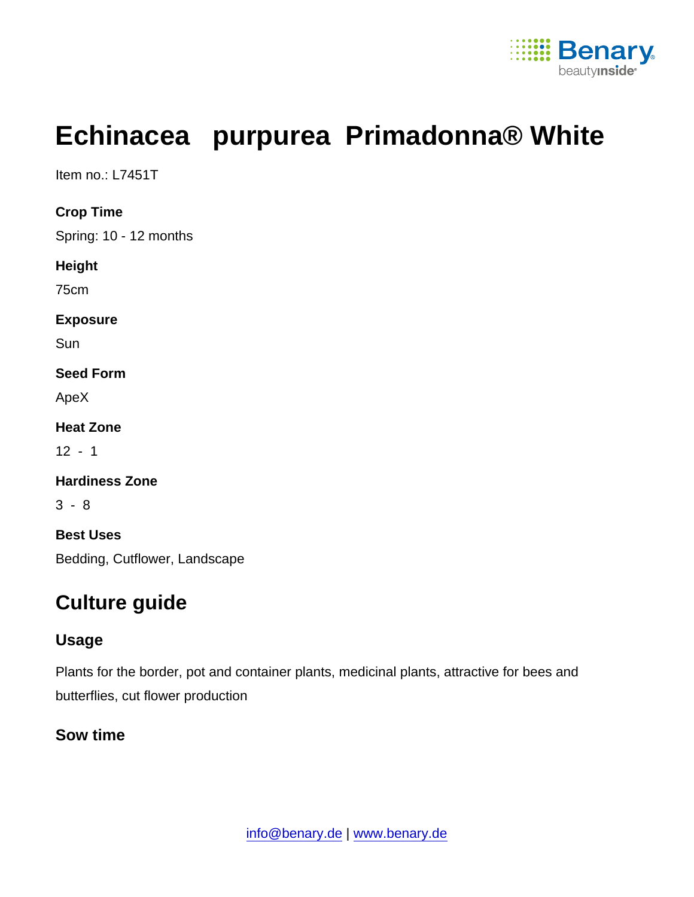# Echinacea purpurea Primadonna® White

Item no.: L7451T

**Crop Time**

Spring: 10 - 12 months

**Height**

75cm

**Exposure**

Sun

**Seed Form**

ApeX

**Heat Zone**

12 - 1

**Hardiness Zone**

3 - 8

**Best Uses**

Bedding, Cutflower, Landscape

## Culture guide

### Usage

Plants for the border, pot and container plants, medicinal plants, attractive for bees and butterflies, cut flower production

### Sow time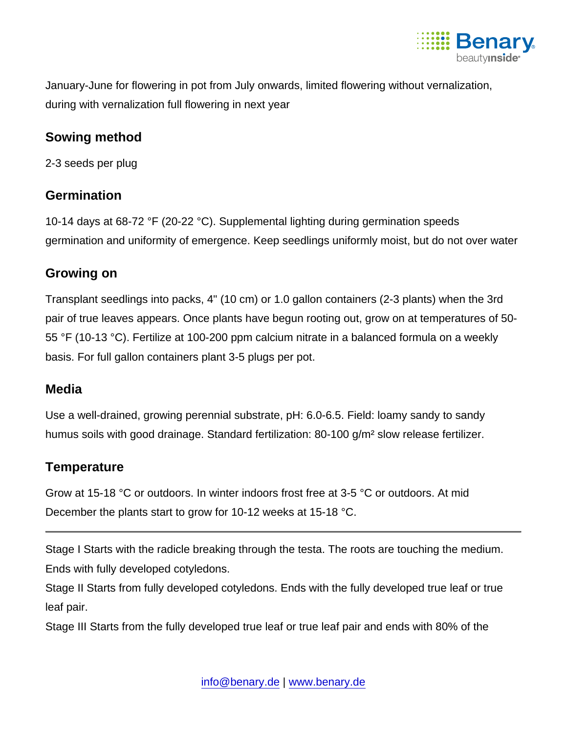January-June for flowering in pot from July onwards, limited flowering without vernalization, during with vernalization full flowering in next year

## Sowing method

2-3 seeds per plug

## Germination

10-14 days at 68-72 °F (20-22 °C). Supplemental lighting during germination speeds germination and uniformity of emergence. Keep seedlings uniformly moist, but do not over water

## Growing on

Transplant seedlings into packs, 4" (10 cm) or 1.0 gallon containers (2-3 plants) when the 3rd pair of true leaves appears. Once plants have begun rooting out, grow on at temperatures of 50-55 °F (10-13 °C). Fertilize at 100-200 ppm calcium nitrate in a balanced formula on a weekly basis. For full gallon containers plant 3-5 plugs per pot.

## Media

Use a well-drained, growing perennial substrate, pH: 6.0-6.5. Field: loamy sandy to sandy humus soils with good drainage. Standard fertilization: 80-100 g/m² slow release fertilizer.

## Temperature

Grow at 15-18 °C or outdoors. In winter indoors frost free at 3-5 °C or outdoors. At mid December the plants start to grow for 10-12 weeks at 15-18 °C.

---

Stage I Starts with the radicle breaking through the testa. The roots are touching the medium. Ends with fully developed cotyledons.
Stage II Starts from fully developed cotyledons. Ends with the fully developed true leaf or true leaf pair.
Stage III Starts from the fully developed true leaf or true leaf pair and ends with 80% of the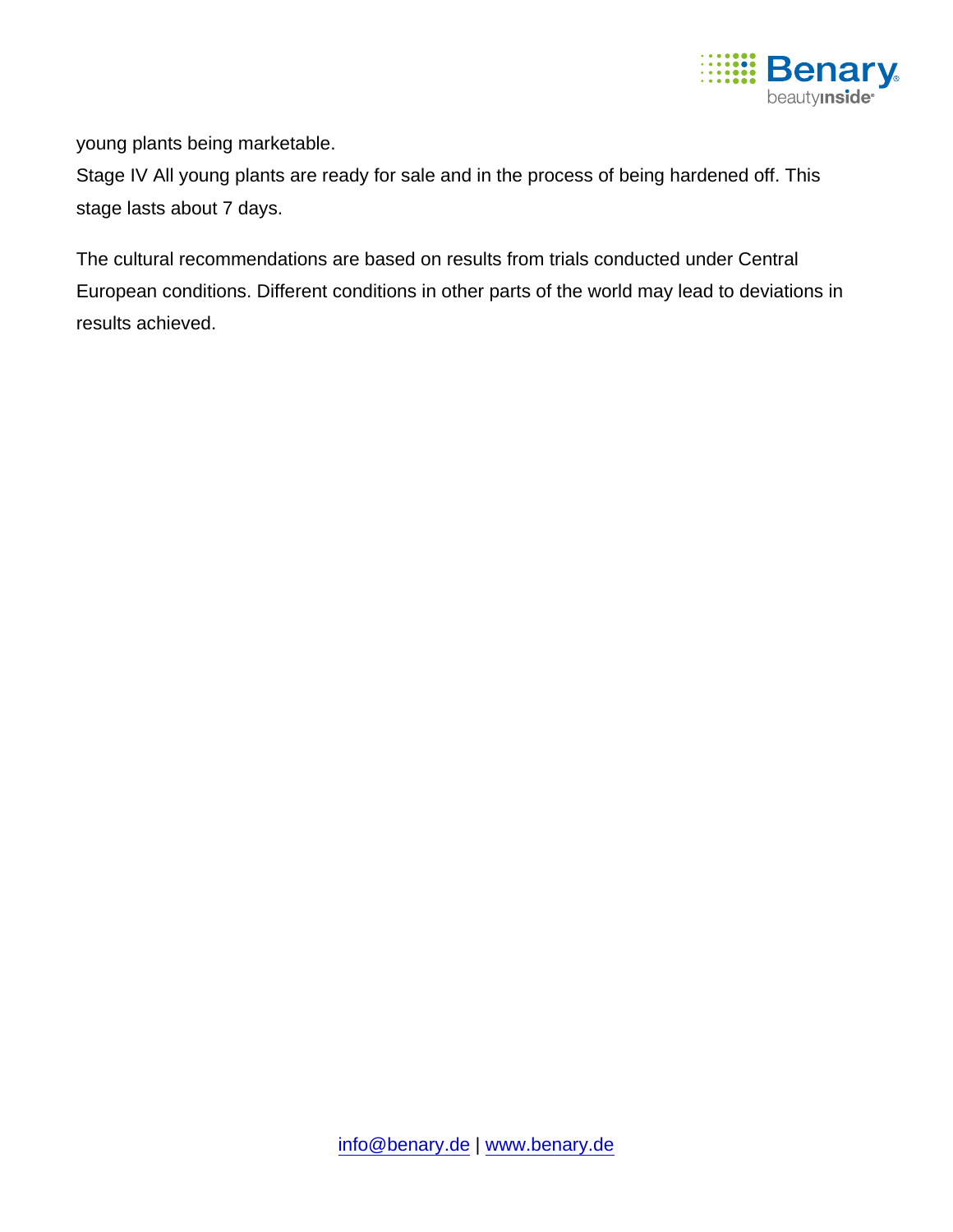young plants being marketable.

Stage IV All young plants are ready for sale and in the process of being hardened off. This stage lasts about 7 days.

The cultural recommendations are based on results from trials conducted under Central European conditions. Different conditions in other parts of the world may lead to deviations in results achieved.